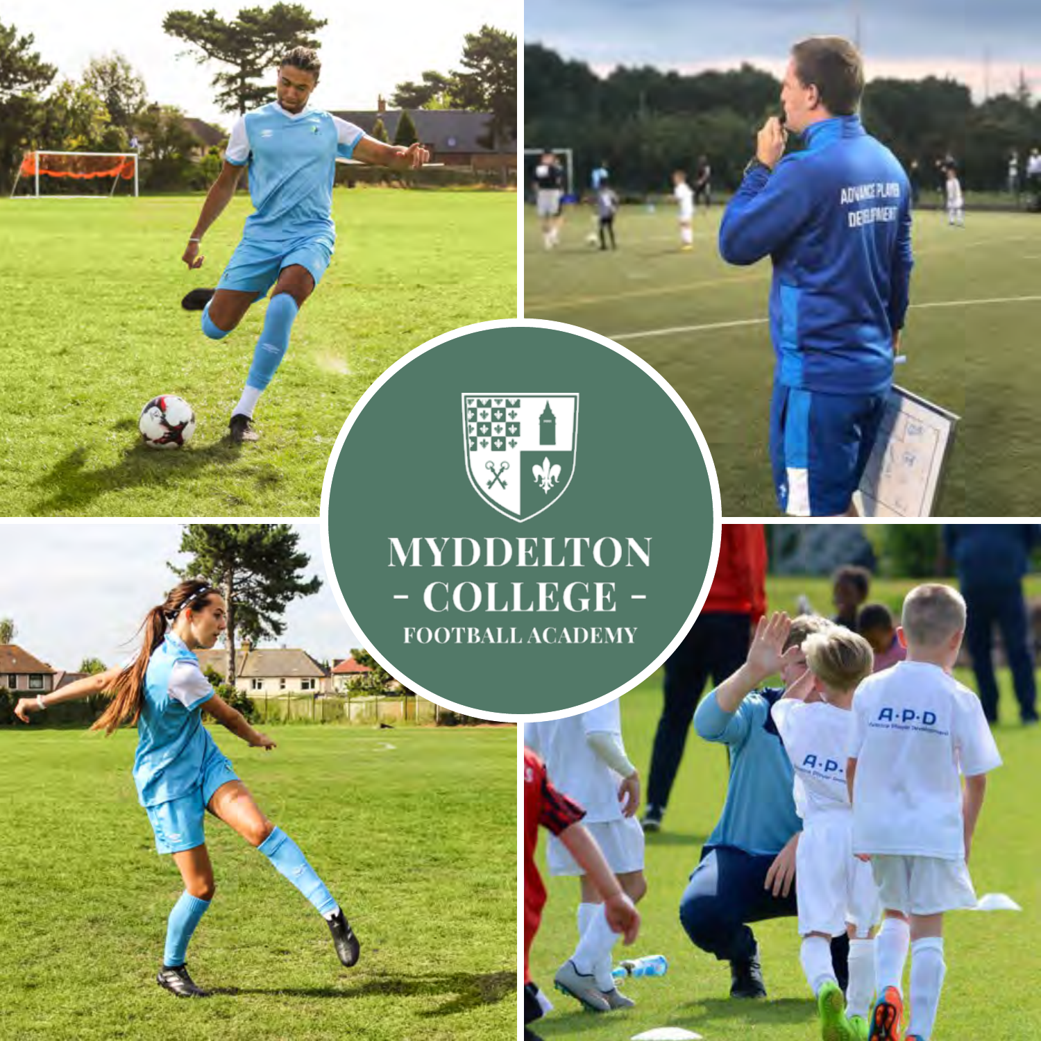# MYDDELTON - COLLEGE -

## FOOTBALL ACADEMY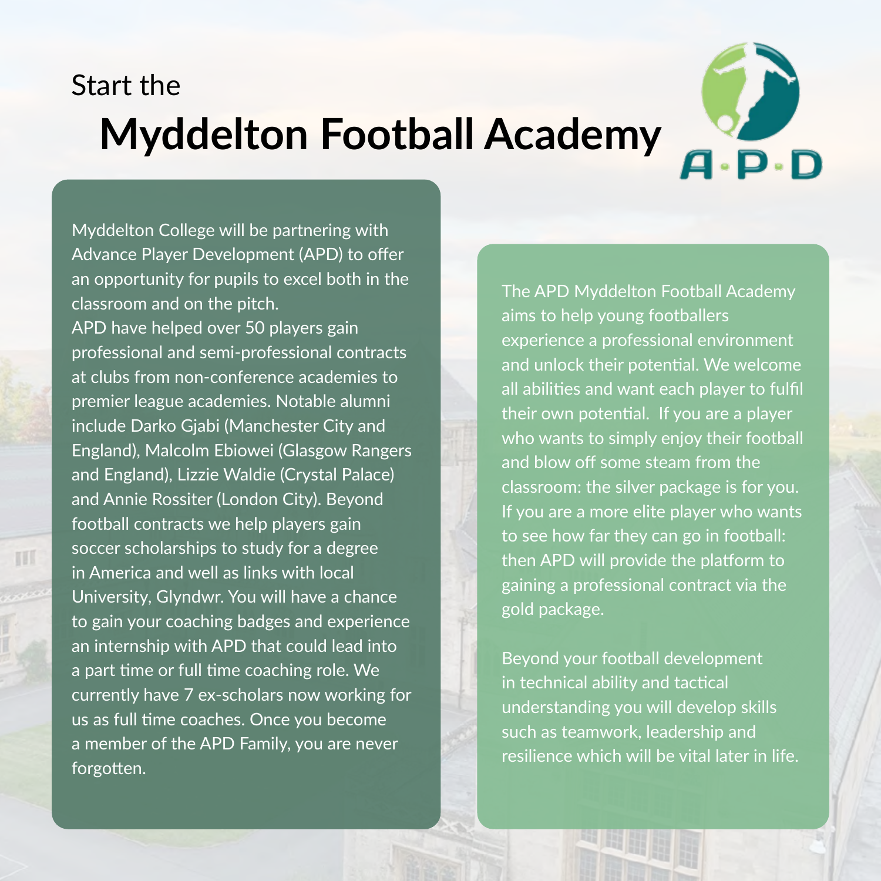Start the

# Myddelton Football Academy

A·P·D

Myddelton College will be partnering with Advance Player Development (APD) to offer an opportunity for pupils to excel both in the classroom and on the pitch.
APD have helped over 50 players gain professional and semi-professional contracts at clubs from non-conference academies to premier league academies. Notable alumni include Darko Gjabi (Manchester City and England), Malcolm Ebiowei (Glasgow Rangers and England), Lizzie Waldie (Crystal Palace) and Annie Rossiter (London City). Beyond football contracts we help players gain soccer scholarships to study for a degree in America and well as links with local University, Glyndwr. You will have a chance to gain your coaching badges and experience an internship with APD that could lead into a part time or full time coaching role. We currently have 7 ex-scholars now working for us as full time coaches. Once you become a member of the APD Family, you are never forgotten.

The APD Myddelton Football Academy aims to help young footballers experience a professional environment and unlock their potential. We welcome all abilities and want each player to fulfil their own potential. If you are a player who wants to simply enjoy their football and blow off some steam from the classroom: the silver package is for you. If you are a more elite player who wants to see how far they can go in football: then APD will provide the platform to gaining a professional contract via the gold package.

Beyond your football development in technical ability and tactical understanding you will develop skills such as teamwork, leadership and resilience which will be vital later in life.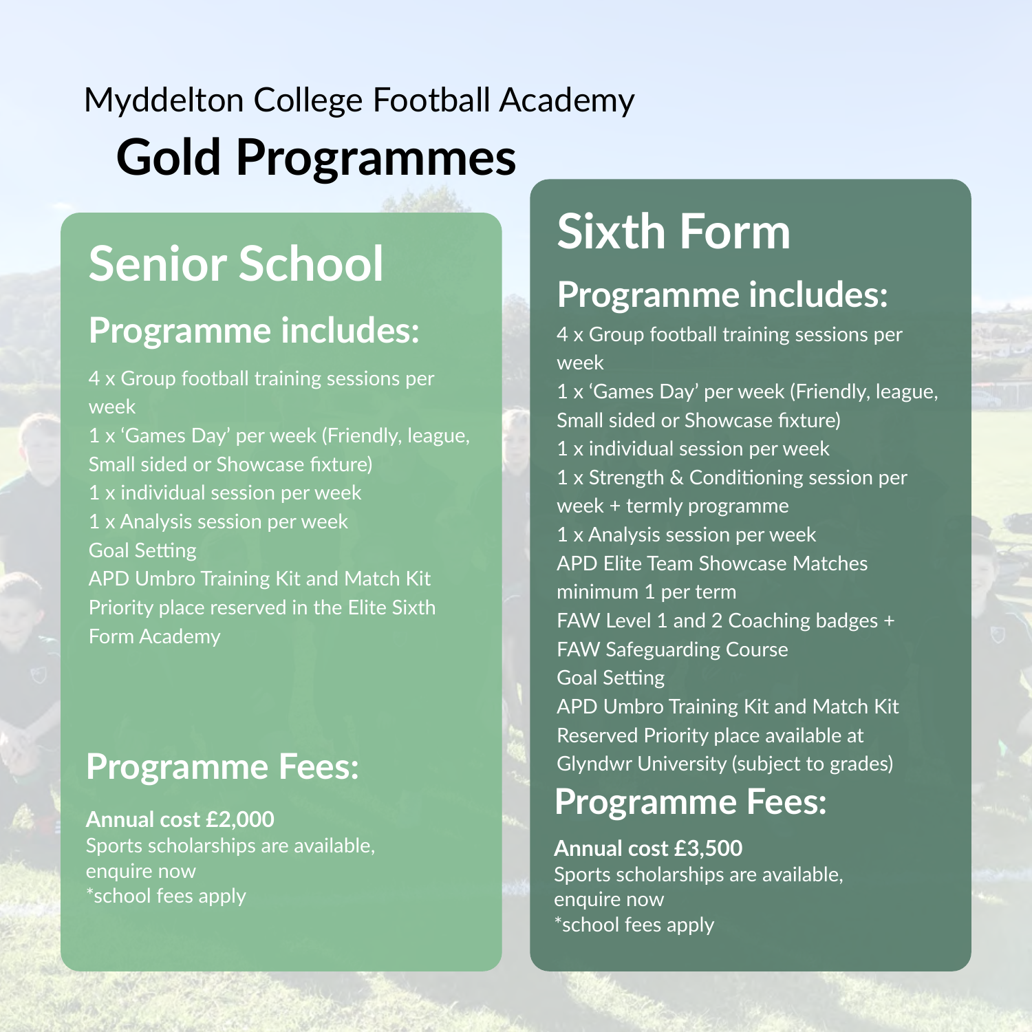Myddelton College Football Academy

# Gold Programmes

## Senior School

### Programme includes:

4 x Group football training sessions per week
1 x 'Games Day' per week (Friendly, league, Small sided or Showcase fixture)
1 x individual session per week
1 x Analysis session per week
Goal Setting
APD Umbro Training Kit and Match Kit
Priority place reserved in the Elite Sixth Form Academy

### Programme Fees:

**Annual cost £2,000**
Sports scholarships are available, enquire now
*school fees apply

## Sixth Form

### Programme includes:

4 x Group football training sessions per week
1 x 'Games Day' per week (Friendly, league, Small sided or Showcase fixture)
1 x individual session per week
1 x Strength & Conditioning session per week + termly programme
1 x Analysis session per week
APD Elite Team Showcase Matches minimum 1 per term
FAW Level 1 and 2 Coaching badges + FAW Safeguarding Course
Goal Setting
APD Umbro Training Kit and Match Kit
Reserved Priority place available at Glyndwr University (subject to grades)

### Programme Fees:

**Annual cost £3,500**
Sports scholarships are available, enquire now
*school fees apply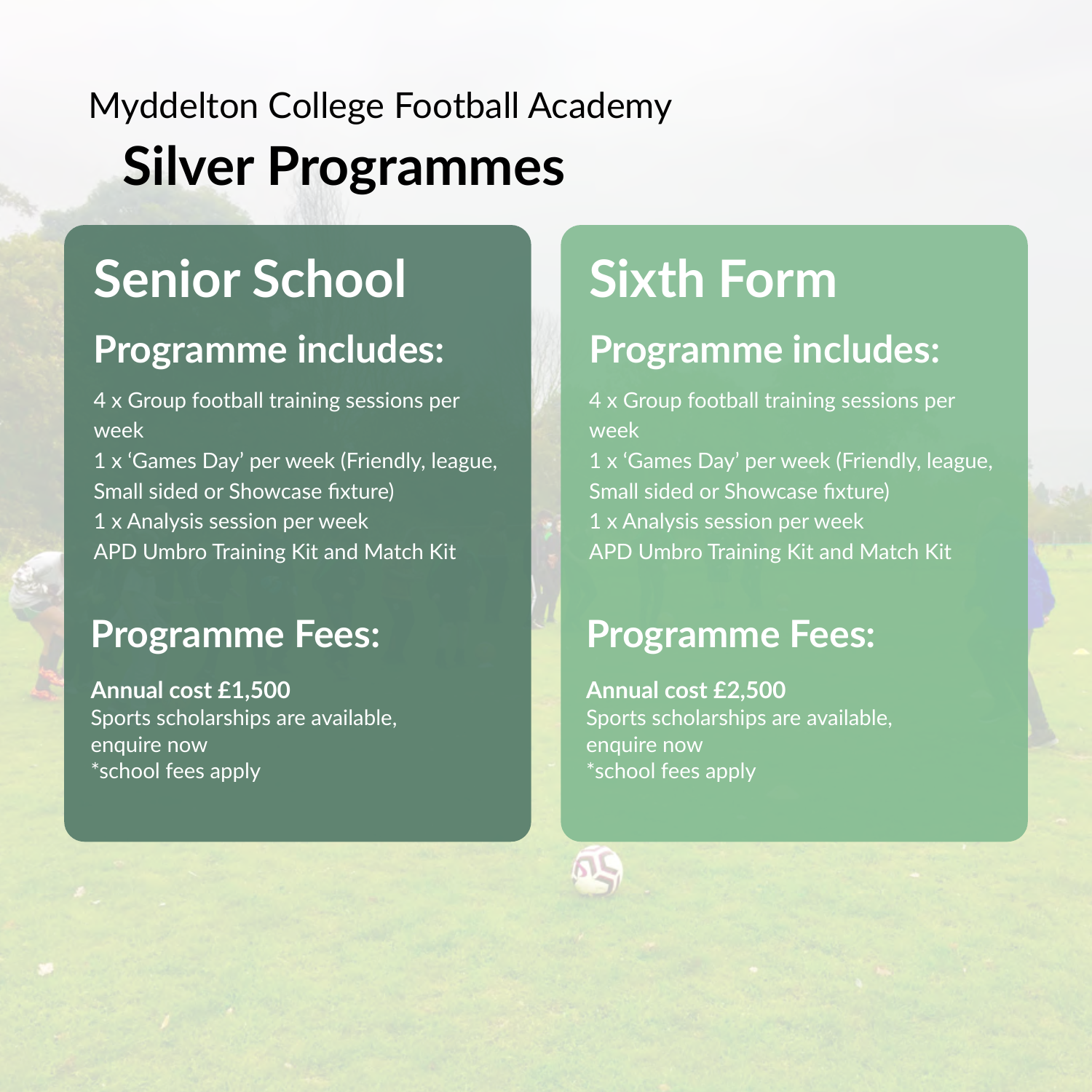Myddelton College Football Academy

# Silver Programmes

## Senior School

### Programme includes:

4 x Group football training sessions per week
1 x 'Games Day' per week (Friendly, league, Small sided or Showcase fixture)
1 x Analysis session per week
APD Umbro Training Kit and Match Kit

### Programme Fees:

**Annual cost £1,500**
Sports scholarships are available, enquire now
*school fees apply

## Sixth Form

### Programme includes:

4 x Group football training sessions per week
1 x 'Games Day' per week (Friendly, league, Small sided or Showcase fixture)
1 x Analysis session per week
APD Umbro Training Kit and Match Kit

### Programme Fees:

**Annual cost £2,500**
Sports scholarships are available, enquire now
*school fees apply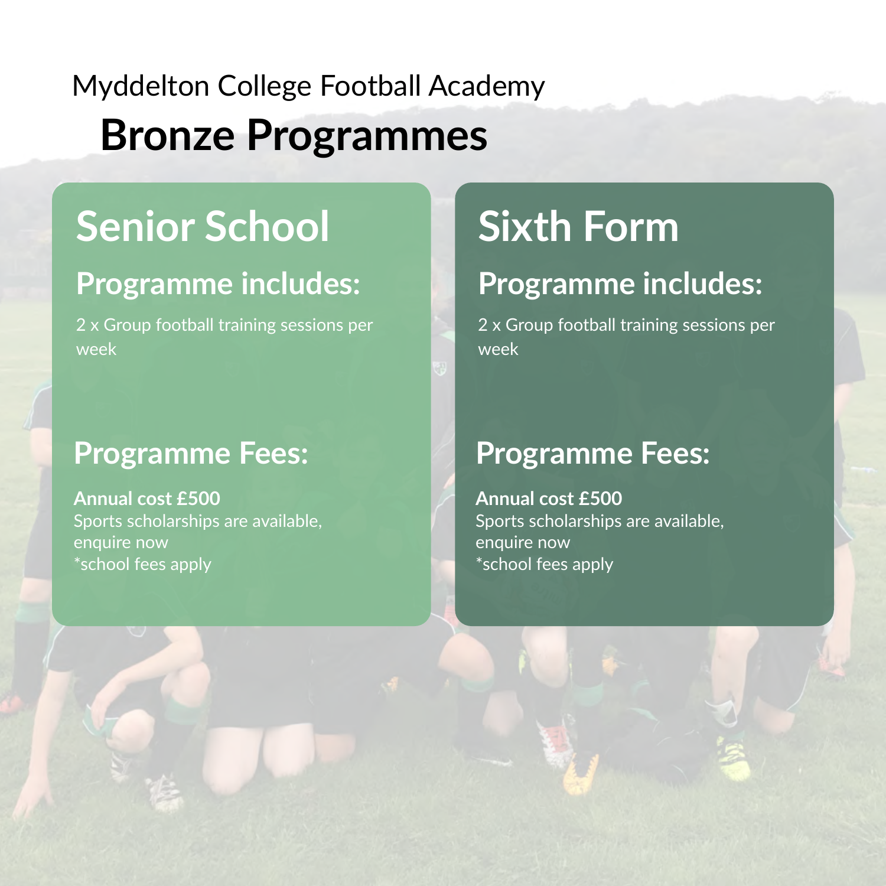Myddelton College Football Academy

# Bronze Programmes

## Senior School

### Programme includes:

2 x Group football training sessions per week

### Programme Fees:

**Annual cost £500**
Sports scholarships are available, enquire now
*school fees apply

## Sixth Form

### Programme includes:

2 x Group football training sessions per week

### Programme Fees:

**Annual cost £500**
Sports scholarships are available, enquire now
*school fees apply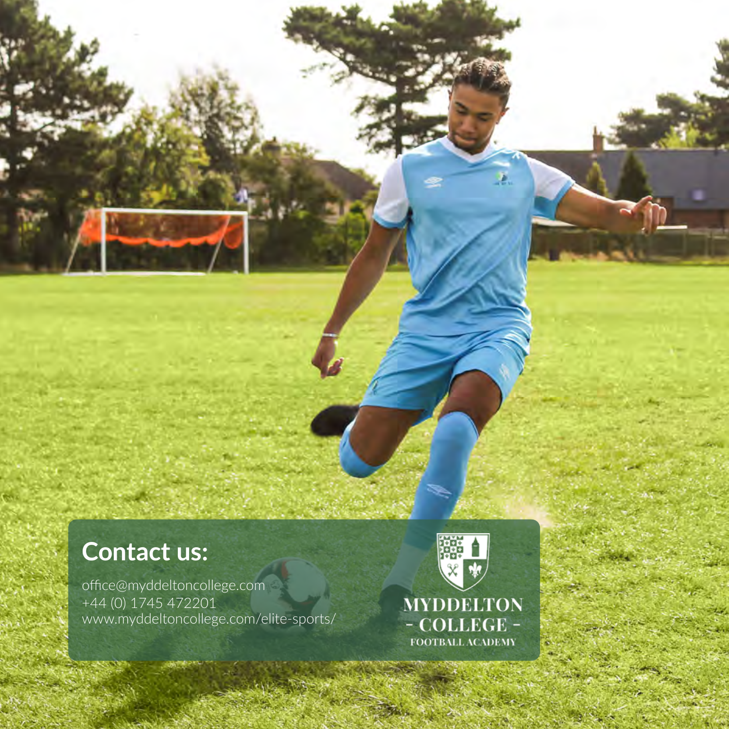## Contact us:

office@myddeltoncollege.com
+44 (0) 1745 472201
www.myddeltoncollege.com/elite-sports/

MYDDELTON
- COLLEGE -
FOOTBALL ACADEMY